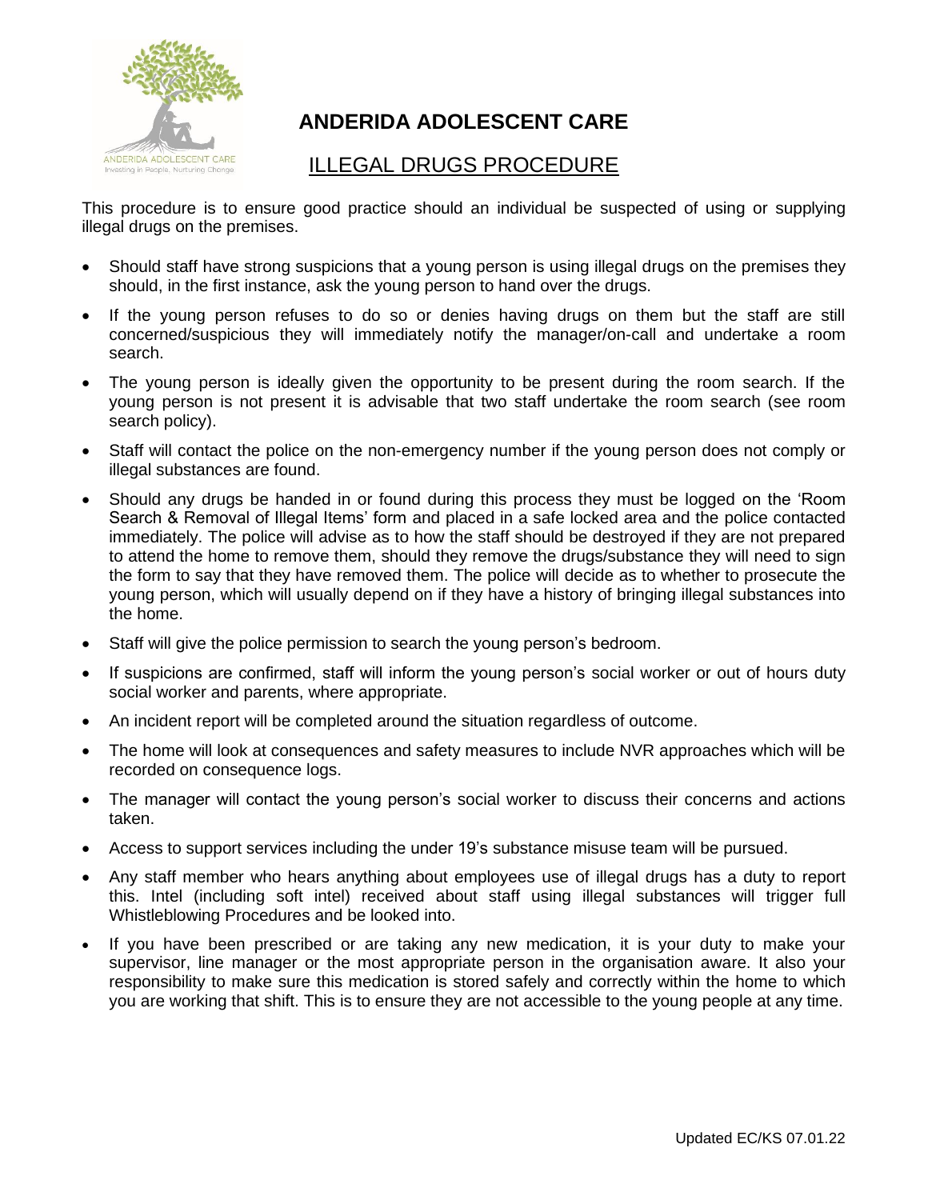# ANDERIDA ADOLESCENT CARE

## ILLEGAL DRUGS PROCEDURE

This procedure is to ensure good practice should an individual be suspected of using or supplying illegal drugs on the premises.

- Should staff have strong suspicions that a young person is using illegal drugs on the premises they should, in the first instance, ask the young person to hand over the drugs.
- If the young person refuses to do so or denies having drugs on them but the staff are still concerned/suspicious they will immediately notify the manager/on-call and undertake a room search.
- The young person is ideally given the opportunity to be present during the room search. If the young person is not present it is advisable that two staff undertake the room search (see room search policy).
- Staff will contact the police on the non-emergency number if the young person does not comply or illegal substances are found.
- Should any drugs be handed in or found during this process they must be logged on the 'Room Search & Removal of Illegal Items' form and placed in a safe locked area and the police contacted immediately. The police will advise as to how the staff should be destroyed if they are not prepared to attend the home to remove them, should they remove the drugs/substance they will need to sign the form to say that they have removed them. The police will decide as to whether to prosecute the young person, which will usually depend on if they have a history of bringing illegal substances into the home.
- Staff will give the police permission to search the young person's bedroom.
- If suspicions are confirmed, staff will inform the young person's social worker or out of hours duty social worker and parents, where appropriate.
- An incident report will be completed around the situation regardless of outcome.
- The home will look at consequences and safety measures to include NVR approaches which will be recorded on consequence logs.
- The manager will contact the young person's social worker to discuss their concerns and actions taken.
- Access to support services including the under 19's substance misuse team will be pursued.
- Any staff member who hears anything about employees use of illegal drugs has a duty to report this. Intel (including soft intel) received about staff using illegal substances will trigger full Whistleblowing Procedures and be looked into.
- If you have been prescribed or are taking any new medication, it is your duty to make your supervisor, line manager or the most appropriate person in the organisation aware. It also your responsibility to make sure this medication is stored safely and correctly within the home to which you are working that shift. This is to ensure they are not accessible to the young people at any time.

Updated EC/KS 07.01.22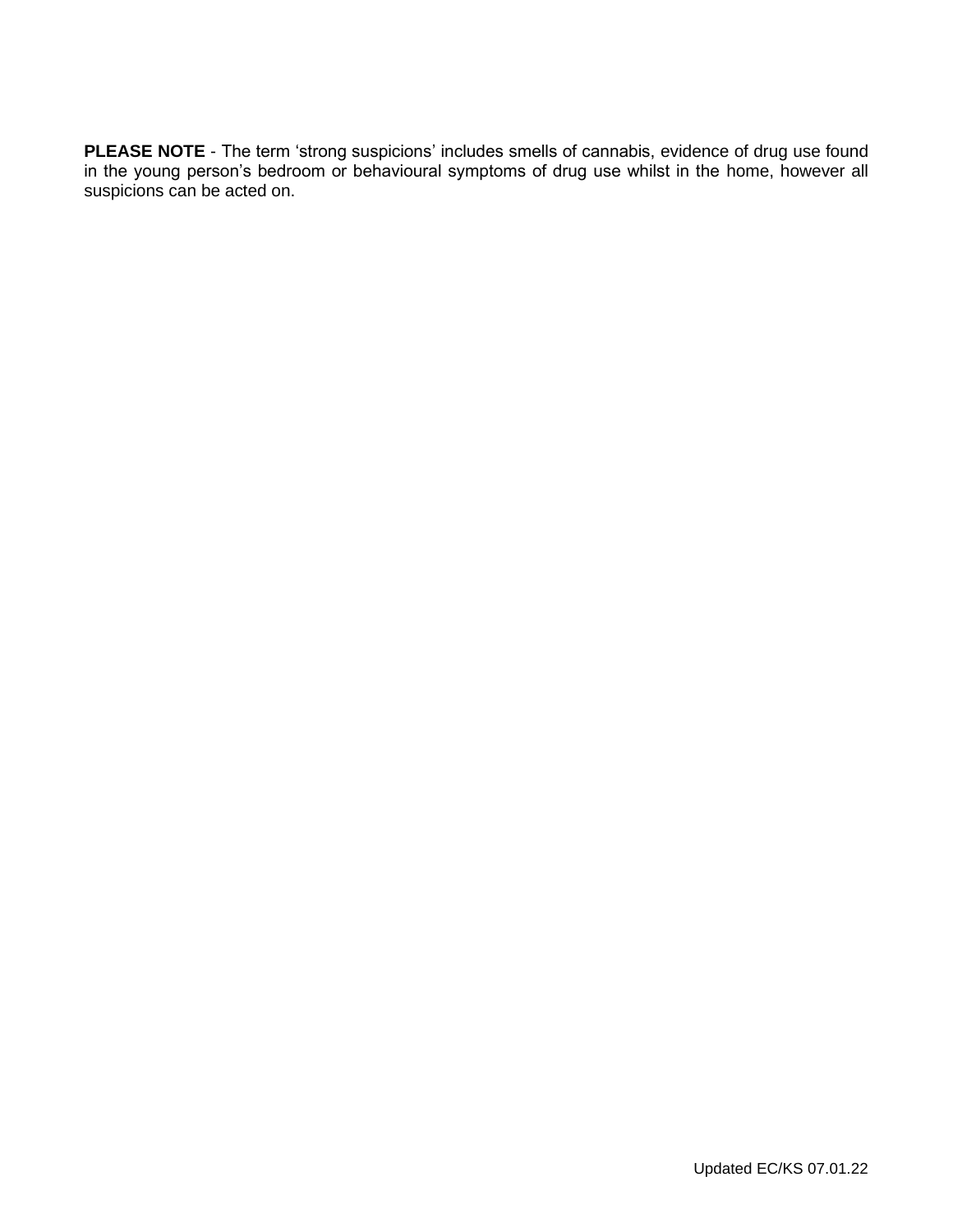**PLEASE NOTE** - The term 'strong suspicions' includes smells of cannabis, evidence of drug use found in the young person's bedroom or behavioural symptoms of drug use whilst in the home, however all suspicions can be acted on.

Updated EC/KS 07.01.22